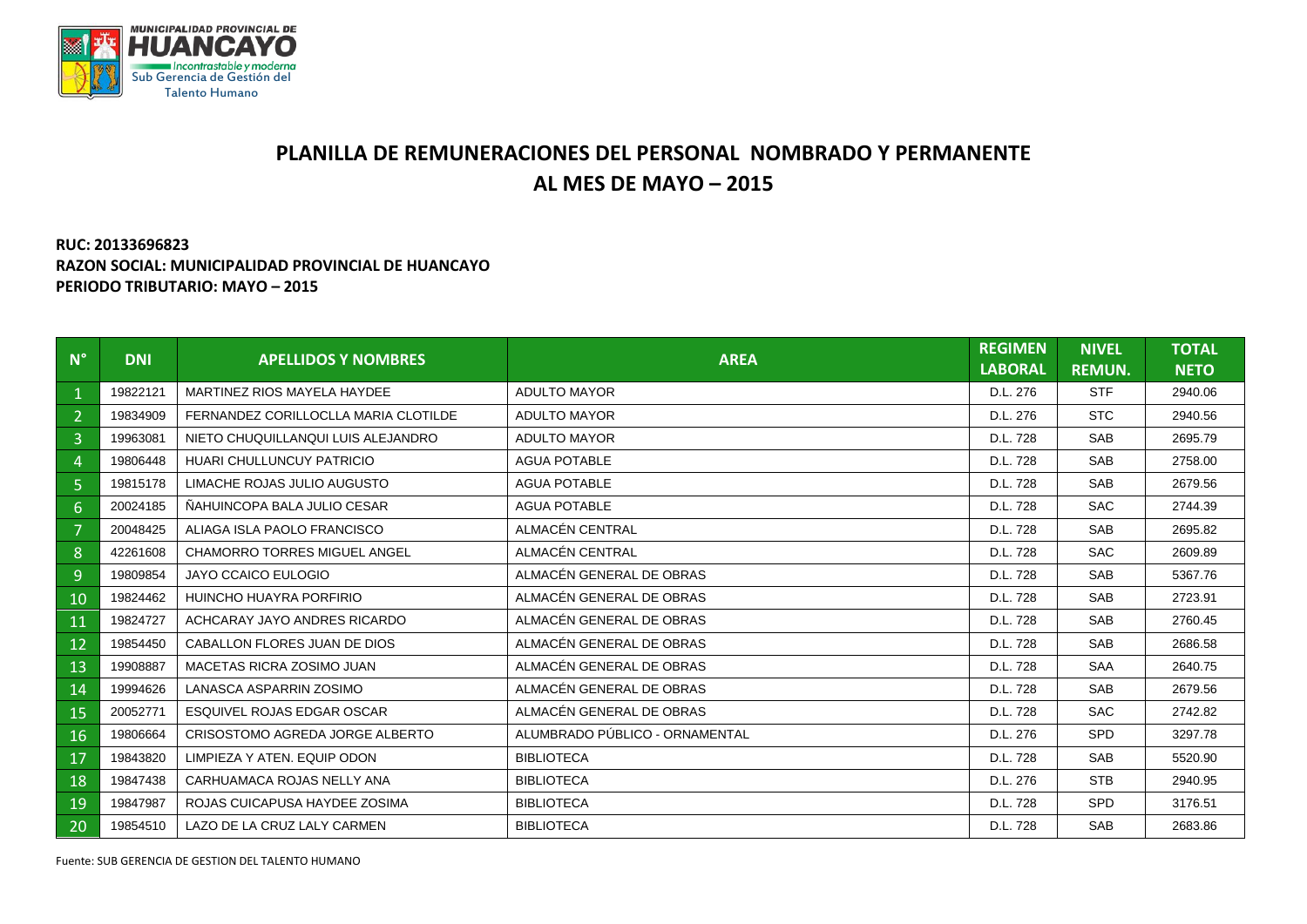MUNICIPALIDAD PROVINCIAL DE **HUANCAYO**
Incontrastable y moderna
Sub Gerencia de Gestión del Talento Humano

# PLANILLA DE REMUNERACIONES DEL PERSONAL NOMBRADO Y PERMANENTE AL MES DE MAYO – 2015

**RUC: 20133696823**
**RAZON SOCIAL: MUNICIPALIDAD PROVINCIAL DE HUANCAYO**
**PERIODO TRIBUTARIO: MAYO – 2015**

| N° | DNI | APELLIDOS Y NOMBRES | AREA | REGIMEN LABORAL | NIVEL REMUN. | TOTAL NETO |
|---|---|---|---|---|---|---|
| 1 | 19822121 | MARTINEZ RIOS MAYELA HAYDEE | ADULTO MAYOR | D.L. 276 | STF | 2940.06 |
| 2 | 19834909 | FERNANDEZ CORILLOCLLA MARIA CLOTILDE | ADULTO MAYOR | D.L. 276 | STC | 2940.56 |
| 3 | 19963081 | NIETO CHUQUILLANQUI LUIS ALEJANDRO | ADULTO MAYOR | D.L. 728 | SAB | 2695.79 |
| 4 | 19806448 | HUARI CHULLUNCUY PATRICIO | AGUA POTABLE | D.L. 728 | SAB | 2758.00 |
| 5 | 19815178 | LIMACHE ROJAS JULIO AUGUSTO | AGUA POTABLE | D.L. 728 | SAB | 2679.56 |
| 6 | 20024185 | ÑAHUINCOPA BALA JULIO CESAR | AGUA POTABLE | D.L. 728 | SAC | 2744.39 |
| 7 | 20048425 | ALIAGA ISLA PAOLO FRANCISCO | ALMACÉN CENTRAL | D.L. 728 | SAB | 2695.82 |
| 8 | 42261608 | CHAMORRO TORRES MIGUEL ANGEL | ALMACÉN CENTRAL | D.L. 728 | SAC | 2609.89 |
| 9 | 19809854 | JAYO CCAICO EULOGIO | ALMACÉN GENERAL DE OBRAS | D.L. 728 | SAB | 5367.76 |
| 10 | 19824462 | HUINCHO HUAYRA PORFIRIO | ALMACÉN GENERAL DE OBRAS | D.L. 728 | SAB | 2723.91 |
| 11 | 19824727 | ACHCARAY JAYO ANDRES RICARDO | ALMACÉN GENERAL DE OBRAS | D.L. 728 | SAB | 2760.45 |
| 12 | 19854450 | CABALLON FLORES JUAN DE DIOS | ALMACÉN GENERAL DE OBRAS | D.L. 728 | SAB | 2686.58 |
| 13 | 19908887 | MACETAS RICRA ZOSIMO JUAN | ALMACÉN GENERAL DE OBRAS | D.L. 728 | SAA | 2640.75 |
| 14 | 19994626 | LANASCA ASPARRIN ZOSIMO | ALMACÉN GENERAL DE OBRAS | D.L. 728 | SAB | 2679.56 |
| 15 | 20052771 | ESQUIVEL ROJAS EDGAR OSCAR | ALMACÉN GENERAL DE OBRAS | D.L. 728 | SAC | 2742.82 |
| 16 | 19806664 | CRISOSTOMO AGREDA JORGE ALBERTO | ALUMBRADO PÚBLICO - ORNAMENTAL | D.L. 276 | SPD | 3297.78 |
| 17 | 19843820 | LIMPIEZA Y ATEN. EQUIP ODON | BIBLIOTECA | D.L. 728 | SAB | 5520.90 |
| 18 | 19847438 | CARHUAMACA ROJAS NELLY ANA | BIBLIOTECA | D.L. 276 | STB | 2940.95 |
| 19 | 19847987 | ROJAS CUICAPUSA HAYDEE ZOSIMA | BIBLIOTECA | D.L. 728 | SPD | 3176.51 |
| 20 | 19854510 | LAZO DE LA CRUZ LALY CARMEN | BIBLIOTECA | D.L. 728 | SAB | 2683.86 |

Fuente: SUB GERENCIA DE GESTION DEL TALENTO HUMANO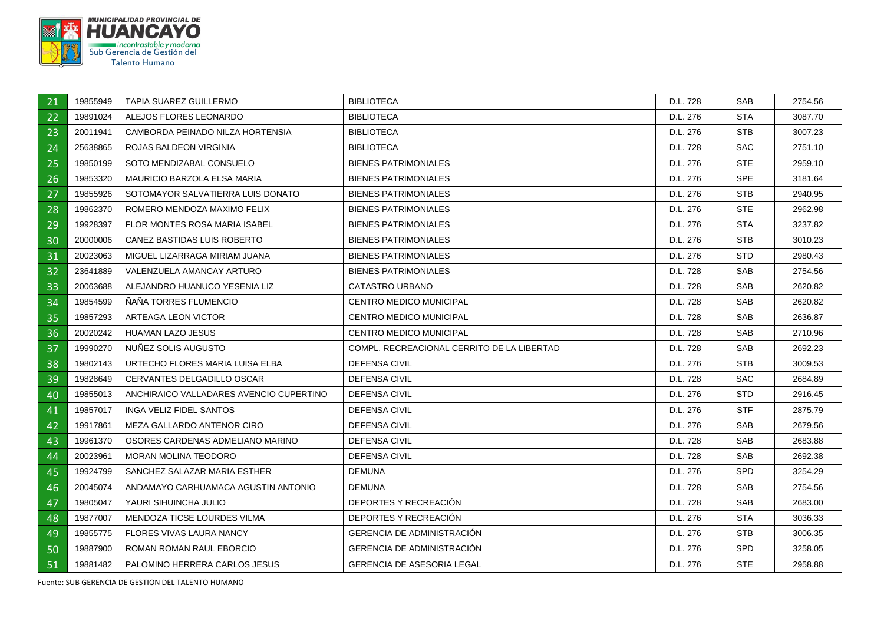| | | | | | | |
|---|---|---|---|---|---|---|
| 21 | 19855949 | TAPIA SUAREZ GUILLERMO | BIBLIOTECA | D.L. 728 | SAB | 2754.56 |
| 22 | 19891024 | ALEJOS FLORES LEONARDO | BIBLIOTECA | D.L. 276 | STA | 3087.70 |
| 23 | 20011941 | CAMBORDA PEINADO NILZA HORTENSIA | BIBLIOTECA | D.L. 276 | STB | 3007.23 |
| 24 | 25638865 | ROJAS BALDEON VIRGINIA | BIBLIOTECA | D.L. 728 | SAC | 2751.10 |
| 25 | 19850199 | SOTO MENDIZABAL CONSUELO | BIENES PATRIMONIALES | D.L. 276 | STE | 2959.10 |
| 26 | 19853320 | MAURICIO BARZOLA ELSA MARIA | BIENES PATRIMONIALES | D.L. 276 | SPE | 3181.64 |
| 27 | 19855926 | SOTOMAYOR SALVATIERRA LUIS DONATO | BIENES PATRIMONIALES | D.L. 276 | STB | 2940.95 |
| 28 | 19862370 | ROMERO MENDOZA MAXIMO FELIX | BIENES PATRIMONIALES | D.L. 276 | STE | 2962.98 |
| 29 | 19928397 | FLOR MONTES ROSA MARIA ISABEL | BIENES PATRIMONIALES | D.L. 276 | STA | 3237.82 |
| 30 | 20000006 | CANEZ BASTIDAS LUIS ROBERTO | BIENES PATRIMONIALES | D.L. 276 | STB | 3010.23 |
| 31 | 20023063 | MIGUEL LIZARRAGA MIRIAM JUANA | BIENES PATRIMONIALES | D.L. 276 | STD | 2980.43 |
| 32 | 23641889 | VALENZUELA AMANCAY ARTURO | BIENES PATRIMONIALES | D.L. 728 | SAB | 2754.56 |
| 33 | 20063688 | ALEJANDRO HUANUCO YESENIA LIZ | CATASTRO URBANO | D.L. 728 | SAB | 2620.82 |
| 34 | 19854599 | ÑAÑA TORRES FLUMENCIO | CENTRO MEDICO MUNICIPAL | D.L. 728 | SAB | 2620.82 |
| 35 | 19857293 | ARTEAGA LEON VICTOR | CENTRO MEDICO MUNICIPAL | D.L. 728 | SAB | 2636.87 |
| 36 | 20020242 | HUAMAN LAZO JESUS | CENTRO MEDICO MUNICIPAL | D.L. 728 | SAB | 2710.96 |
| 37 | 19990270 | NUÑEZ SOLIS AUGUSTO | COMPL. RECREACIONAL CERRITO DE LA LIBERTAD | D.L. 728 | SAB | 2692.23 |
| 38 | 19802143 | URTECHO FLORES MARIA LUISA ELBA | DEFENSA CIVIL | D.L. 276 | STB | 3009.53 |
| 39 | 19828649 | CERVANTES DELGADILLO OSCAR | DEFENSA CIVIL | D.L. 728 | SAC | 2684.89 |
| 40 | 19855013 | ANCHIRAICO VALLADARES AVENCIO CUPERTINO | DEFENSA CIVIL | D.L. 276 | STD | 2916.45 |
| 41 | 19857017 | INGA VELIZ FIDEL SANTOS | DEFENSA CIVIL | D.L. 276 | STF | 2875.79 |
| 42 | 19917861 | MEZA GALLARDO ANTENOR CIRO | DEFENSA CIVIL | D.L. 276 | SAB | 2679.56 |
| 43 | 19961370 | OSORES CARDENAS ADMELIANO MARINO | DEFENSA CIVIL | D.L. 728 | SAB | 2683.88 |
| 44 | 20023961 | MORAN MOLINA TEODORO | DEFENSA CIVIL | D.L. 728 | SAB | 2692.38 |
| 45 | 19924799 | SANCHEZ SALAZAR MARIA ESTHER | DEMUNA | D.L. 276 | SPD | 3254.29 |
| 46 | 20045074 | ANDAMAYO CARHUAMACA AGUSTIN ANTONIO | DEMUNA | D.L. 728 | SAB | 2754.56 |
| 47 | 19805047 | YAURI SIHUINCHA JULIO | DEPORTES Y RECREACIÓN | D.L. 728 | SAB | 2683.00 |
| 48 | 19877007 | MENDOZA TICSE LOURDES VILMA | DEPORTES Y RECREACIÓN | D.L. 276 | STA | 3036.33 |
| 49 | 19855775 | FLORES VIVAS LAURA NANCY | GERENCIA DE ADMINISTRACIÓN | D.L. 276 | STB | 3006.35 |
| 50 | 19887900 | ROMAN ROMAN RAUL EBORCIO | GERENCIA DE ADMINISTRACIÓN | D.L. 276 | SPD | 3258.05 |
| 51 | 19881482 | PALOMINO HERRERA CARLOS JESUS | GERENCIA DE ASESORIA LEGAL | D.L. 276 | STE | 2958.88 |

Fuente: SUB GERENCIA DE GESTION DEL TALENTO HUMANO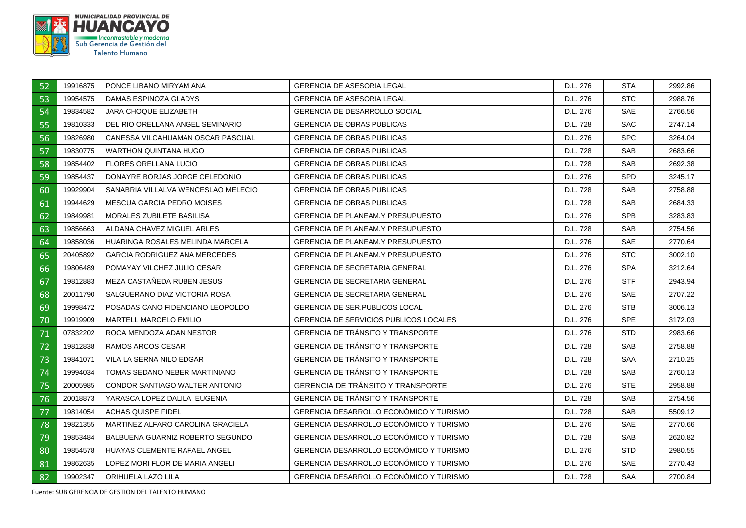| | | | | | | |
|---|---|---|---|---|---|---|
| 52 | 19916875 | PONCE LIBANO MIRYAM ANA | GERENCIA DE ASESORIA LEGAL | D.L. 276 | STA | 2992.86 |
| 53 | 19954575 | DAMAS ESPINOZA GLADYS | GERENCIA DE ASESORIA LEGAL | D.L. 276 | STC | 2988.76 |
| 54 | 19834582 | JARA CHOQUE ELIZABETH | GERENCIA DE DESARROLLO SOCIAL | D.L. 276 | SAE | 2766.56 |
| 55 | 19810333 | DEL RIO ORELLANA ANGEL SEMINARIO | GERENCIA DE OBRAS PUBLICAS | D.L. 728 | SAC | 2747.14 |
| 56 | 19826980 | CANESSA VILCAHUAMAN OSCAR PASCUAL | GERENCIA DE OBRAS PUBLICAS | D.L. 276 | SPC | 3264.04 |
| 57 | 19830775 | WARTHON QUINTANA HUGO | GERENCIA DE OBRAS PUBLICAS | D.L. 728 | SAB | 2683.66 |
| 58 | 19854402 | FLORES ORELLANA LUCIO | GERENCIA DE OBRAS PUBLICAS | D.L. 728 | SAB | 2692.38 |
| 59 | 19854437 | DONAYRE BORJAS JORGE CELEDONIO | GERENCIA DE OBRAS PUBLICAS | D.L. 276 | SPD | 3245.17 |
| 60 | 19929904 | SANABRIA VILLALVA WENCESLAO MELECIO | GERENCIA DE OBRAS PUBLICAS | D.L. 728 | SAB | 2758.88 |
| 61 | 19944629 | MESCUA GARCIA PEDRO MOISES | GERENCIA DE OBRAS PUBLICAS | D.L. 728 | SAB | 2684.33 |
| 62 | 19849981 | MORALES ZUBILETE BASILISA | GERENCIA DE PLANEAM.Y PRESUPUESTO | D.L. 276 | SPB | 3283.83 |
| 63 | 19856663 | ALDANA CHAVEZ MIGUEL ARLES | GERENCIA DE PLANEAM.Y PRESUPUESTO | D.L. 728 | SAB | 2754.56 |
| 64 | 19858036 | HUARINGA ROSALES MELINDA MARCELA | GERENCIA DE PLANEAM.Y PRESUPUESTO | D.L. 276 | SAE | 2770.64 |
| 65 | 20405892 | GARCIA RODRIGUEZ ANA MERCEDES | GERENCIA DE PLANEAM.Y PRESUPUESTO | D.L. 276 | STC | 3002.10 |
| 66 | 19806489 | POMAYAY VILCHEZ JULIO CESAR | GERENCIA DE SECRETARIA GENERAL | D.L. 276 | SPA | 3212.64 |
| 67 | 19812883 | MEZA CASTAÑEDA RUBEN JESUS | GERENCIA DE SECRETARIA GENERAL | D.L. 276 | STF | 2943.94 |
| 68 | 20011790 | SALGUERANO DIAZ VICTORIA ROSA | GERENCIA DE SECRETARIA GENERAL | D.L. 276 | SAE | 2707.22 |
| 69 | 19998472 | POSADAS CANO FIDENCIANO LEOPOLDO | GERENCIA DE SER.PUBLICOS LOCAL | D.L. 276 | STB | 3006.13 |
| 70 | 19919909 | MARTELL MARCELO EMILIO | GERENCIA DE SERVICIOS PUBLICOS LOCALES | D.L. 276 | SPE | 3172.03 |
| 71 | 07832202 | ROCA MENDOZA ADAN NESTOR | GERENCIA DE TRÁNSITO Y TRANSPORTE | D.L. 276 | STD | 2983.66 |
| 72 | 19812838 | RAMOS ARCOS CESAR | GERENCIA DE TRÁNSITO Y TRANSPORTE | D.L. 728 | SAB | 2758.88 |
| 73 | 19841071 | VILA LA SERNA NILO EDGAR | GERENCIA DE TRÁNSITO Y TRANSPORTE | D.L. 728 | SAA | 2710.25 |
| 74 | 19994034 | TOMAS SEDANO NEBER MARTINIANO | GERENCIA DE TRÁNSITO Y TRANSPORTE | D.L. 728 | SAB | 2760.13 |
| 75 | 20005985 | CONDOR SANTIAGO WALTER ANTONIO | GERENCIA DE TRÁNSITO Y TRANSPORTE | D.L. 276 | STE | 2958.88 |
| 76 | 20018873 | YARASCA LOPEZ DALILA EUGENIA | GERENCIA DE TRÁNSITO Y TRANSPORTE | D.L. 728 | SAB | 2754.56 |
| 77 | 19814054 | ACHAS QUISPE FIDEL | GERENCIA DESARROLLO ECONÓMICO Y TURISMO | D.L. 728 | SAB | 5509.12 |
| 78 | 19821355 | MARTINEZ ALFARO CAROLINA GRACIELA | GERENCIA DESARROLLO ECONÓMICO Y TURISMO | D.L. 276 | SAE | 2770.66 |
| 79 | 19853484 | BALBUENA GUARNIZ ROBERTO SEGUNDO | GERENCIA DESARROLLO ECONÓMICO Y TURISMO | D.L. 728 | SAB | 2620.82 |
| 80 | 19854578 | HUAYAS CLEMENTE RAFAEL ANGEL | GERENCIA DESARROLLO ECONÓMICO Y TURISMO | D.L. 276 | STD | 2980.55 |
| 81 | 19862635 | LOPEZ MORI FLOR DE MARIA ANGELI | GERENCIA DESARROLLO ECONÓMICO Y TURISMO | D.L. 276 | SAE | 2770.43 |
| 82 | 19902347 | ORIHUELA LAZO LILA | GERENCIA DESARROLLO ECONÓMICO Y TURISMO | D.L. 728 | SAA | 2700.84 |

Fuente: SUB GERENCIA DE GESTION DEL TALENTO HUMANO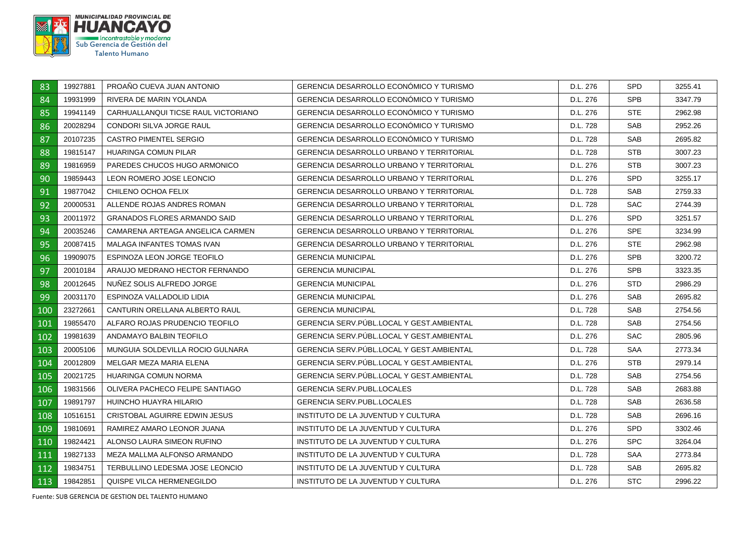| 83 | 19927881 | PROAÑO CUEVA JUAN ANTONIO | GERENCIA DESARROLLO ECONÓMICO Y TURISMO | D.L. 276 | SPD | 3255.41 |
|---|---|---|---|---|---|---|
| 84 | 19931999 | RIVERA DE MARIN YOLANDA | GERENCIA DESARROLLO ECONÓMICO Y TURISMO | D.L. 276 | SPB | 3347.79 |
| 85 | 19941149 | CARHUALLANQUI TICSE RAUL VICTORIANO | GERENCIA DESARROLLO ECONÓMICO Y TURISMO | D.L. 276 | STE | 2962.98 |
| 86 | 20028294 | CONDORI SILVA JORGE RAUL | GERENCIA DESARROLLO ECONÓMICO Y TURISMO | D.L. 728 | SAB | 2952.26 |
| 87 | 20107235 | CASTRO PIMENTEL SERGIO | GERENCIA DESARROLLO ECONÓMICO Y TURISMO | D.L. 728 | SAB | 2695.82 |
| 88 | 19815147 | HUARINGA COMUN PILAR | GERENCIA DESARROLLO URBANO Y TERRITORIAL | D.L. 728 | STB | 3007.23 |
| 89 | 19816959 | PAREDES CHUCOS HUGO ARMONICO | GERENCIA DESARROLLO URBANO Y TERRITORIAL | D.L. 276 | STB | 3007.23 |
| 90 | 19859443 | LEON ROMERO JOSE LEONCIO | GERENCIA DESARROLLO URBANO Y TERRITORIAL | D.L. 276 | SPD | 3255.17 |
| 91 | 19877042 | CHILENO OCHOA FELIX | GERENCIA DESARROLLO URBANO Y TERRITORIAL | D.L. 728 | SAB | 2759.33 |
| 92 | 20000531 | ALLENDE ROJAS ANDRES ROMAN | GERENCIA DESARROLLO URBANO Y TERRITORIAL | D.L. 728 | SAC | 2744.39 |
| 93 | 20011972 | GRANADOS FLORES ARMANDO SAID | GERENCIA DESARROLLO URBANO Y TERRITORIAL | D.L. 276 | SPD | 3251.57 |
| 94 | 20035246 | CAMARENA ARTEAGA ANGELICA CARMEN | GERENCIA DESARROLLO URBANO Y TERRITORIAL | D.L. 276 | SPE | 3234.99 |
| 95 | 20087415 | MALAGA INFANTES TOMAS IVAN | GERENCIA DESARROLLO URBANO Y TERRITORIAL | D.L. 276 | STE | 2962.98 |
| 96 | 19909075 | ESPINOZA LEON JORGE TEOFILO | GERENCIA MUNICIPAL | D.L. 276 | SPB | 3200.72 |
| 97 | 20010184 | ARAUJO MEDRANO HECTOR FERNANDO | GERENCIA MUNICIPAL | D.L. 276 | SPB | 3323.35 |
| 98 | 20012645 | NUÑEZ SOLIS ALFREDO JORGE | GERENCIA MUNICIPAL | D.L. 276 | STD | 2986.29 |
| 99 | 20031170 | ESPINOZA VALLADOLID LIDIA | GERENCIA MUNICIPAL | D.L. 276 | SAB | 2695.82 |
| 100 | 23272661 | CANTURIN ORELLANA ALBERTO RAUL | GERENCIA MUNICIPAL | D.L. 728 | SAB | 2754.56 |
| 101 | 19855470 | ALFARO ROJAS PRUDENCIO TEOFILO | GERENCIA SERV.PÚBL.LOCAL Y GEST.AMBIENTAL | D.L. 728 | SAB | 2754.56 |
| 102 | 19981639 | ANDAMAYO BALBIN TEOFILO | GERENCIA SERV.PÚBL.LOCAL Y GEST.AMBIENTAL | D.L. 276 | SAC | 2805.96 |
| 103 | 20005106 | MUNGUIA SOLDEVILLA ROCIO GULNARA | GERENCIA SERV.PÚBL.LOCAL Y GEST.AMBIENTAL | D.L. 728 | SAA | 2773.34 |
| 104 | 20012809 | MELGAR MEZA MARIA ELENA | GERENCIA SERV.PÚBL.LOCAL Y GEST.AMBIENTAL | D.L. 276 | STB | 2979.14 |
| 105 | 20021725 | HUARINGA COMUN NORMA | GERENCIA SERV.PÚBL.LOCAL Y GEST.AMBIENTAL | D.L. 728 | SAB | 2754.56 |
| 106 | 19831566 | OLIVERA PACHECO FELIPE SANTIAGO | GERENCIA SERV.PUBL.LOCALES | D.L. 728 | SAB | 2683.88 |
| 107 | 19891797 | HUINCHO HUAYRA HILARIO | GERENCIA SERV.PUBL.LOCALES | D.L. 728 | SAB | 2636.58 |
| 108 | 10516151 | CRISTOBAL AGUIRRE EDWIN JESUS | INSTITUTO DE LA JUVENTUD Y CULTURA | D.L. 728 | SAB | 2696.16 |
| 109 | 19810691 | RAMIREZ AMARO LEONOR JUANA | INSTITUTO DE LA JUVENTUD Y CULTURA | D.L. 276 | SPD | 3302.46 |
| 110 | 19824421 | ALONSO LAURA SIMEON RUFINO | INSTITUTO DE LA JUVENTUD Y CULTURA | D.L. 276 | SPC | 3264.04 |
| 111 | 19827133 | MEZA MALLMA ALFONSO ARMANDO | INSTITUTO DE LA JUVENTUD Y CULTURA | D.L. 728 | SAA | 2773.84 |
| 112 | 19834751 | TERBULLINO LEDESMA JOSE LEONCIO | INSTITUTO DE LA JUVENTUD Y CULTURA | D.L. 728 | SAB | 2695.82 |
| 113 | 19842851 | QUISPE VILCA HERMENEGILDO | INSTITUTO DE LA JUVENTUD Y CULTURA | D.L. 276 | STC | 2996.22 |

Fuente: SUB GERENCIA DE GESTION DEL TALENTO HUMANO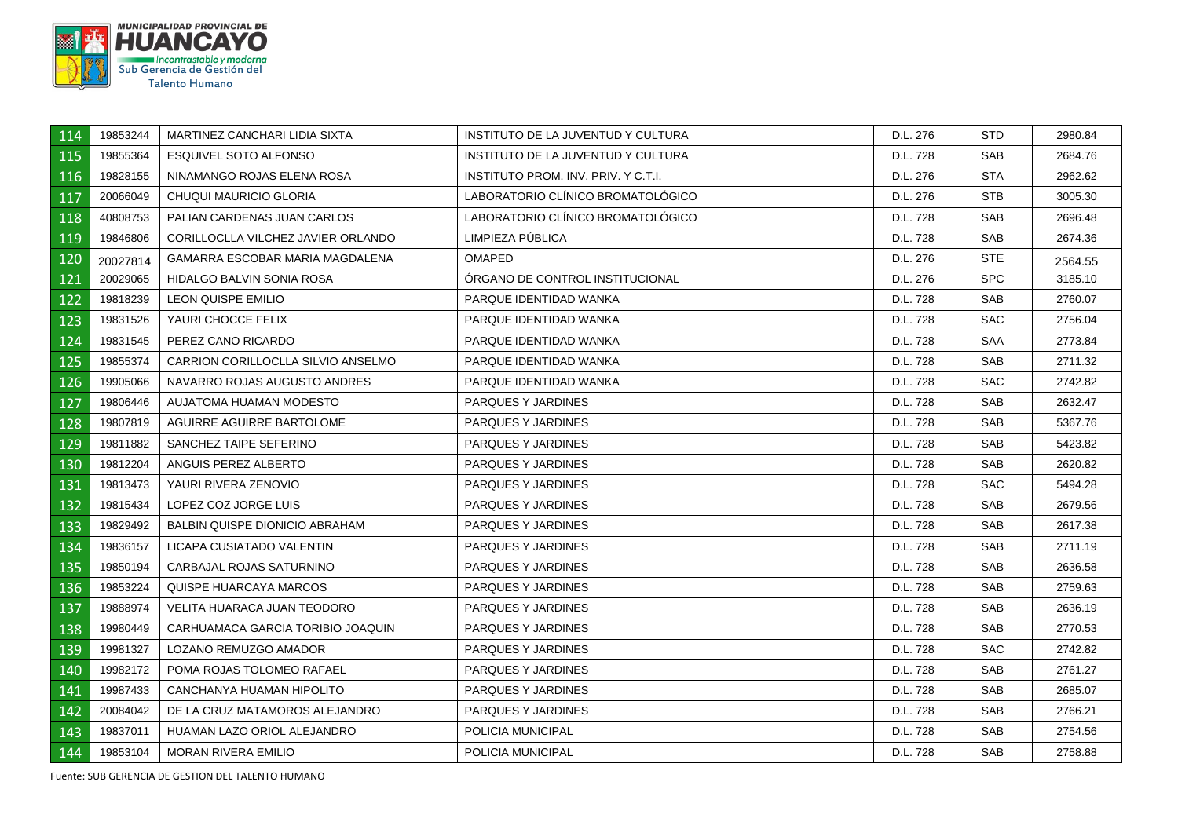MUNICIPALIDAD PROVINCIAL DE **HUANCAYO**
*Incontrastable y moderna*
Sub Gerencia de Gestión del Talento Humano

| | | | | | | |
|---|---|---|---|---|---|---|
| 114 | 19853244 | MARTINEZ CANCHARI LIDIA SIXTA | INSTITUTO DE LA JUVENTUD Y CULTURA | D.L. 276 | STD | 2980.84 |
| 115 | 19855364 | ESQUIVEL SOTO ALFONSO | INSTITUTO DE LA JUVENTUD Y CULTURA | D.L. 728 | SAB | 2684.76 |
| 116 | 19828155 | NINAMANGO ROJAS ELENA ROSA | INSTITUTO PROM. INV. PRIV. Y C.T.I. | D.L. 276 | STA | 2962.62 |
| 117 | 20066049 | CHUQUI MAURICIO GLORIA | LABORATORIO CLÍNICO BROMATOLÓGICO | D.L. 276 | STB | 3005.30 |
| 118 | 40808753 | PALIAN CARDENAS JUAN CARLOS | LABORATORIO CLÍNICO BROMATOLÓGICO | D.L. 728 | SAB | 2696.48 |
| 119 | 19846806 | CORILLOCLLA VILCHEZ JAVIER ORLANDO | LIMPIEZA PÚBLICA | D.L. 728 | SAB | 2674.36 |
| 120 | 20027814 | GAMARRA ESCOBAR MARIA MAGDALENA | OMAPED | D.L. 276 | STE | 2564.55 |
| 121 | 20029065 | HIDALGO BALVIN SONIA ROSA | ÓRGANO DE CONTROL INSTITUCIONAL | D.L. 276 | SPC | 3185.10 |
| 122 | 19818239 | LEON QUISPE EMILIO | PARQUE IDENTIDAD WANKA | D.L. 728 | SAB | 2760.07 |
| 123 | 19831526 | YAURI CHOCCE FELIX | PARQUE IDENTIDAD WANKA | D.L. 728 | SAC | 2756.04 |
| 124 | 19831545 | PEREZ CANO RICARDO | PARQUE IDENTIDAD WANKA | D.L. 728 | SAA | 2773.84 |
| 125 | 19855374 | CARRION CORILLOCLLA SILVIO ANSELMO | PARQUE IDENTIDAD WANKA | D.L. 728 | SAB | 2711.32 |
| 126 | 19905066 | NAVARRO ROJAS AUGUSTO ANDRES | PARQUE IDENTIDAD WANKA | D.L. 728 | SAC | 2742.82 |
| 127 | 19806446 | AUJATOMA HUAMAN MODESTO | PARQUES Y JARDINES | D.L. 728 | SAB | 2632.47 |
| 128 | 19807819 | AGUIRRE AGUIRRE BARTOLOME | PARQUES Y JARDINES | D.L. 728 | SAB | 5367.76 |
| 129 | 19811882 | SANCHEZ TAIPE SEFERINO | PARQUES Y JARDINES | D.L. 728 | SAB | 5423.82 |
| 130 | 19812204 | ANGUIS PEREZ ALBERTO | PARQUES Y JARDINES | D.L. 728 | SAB | 2620.82 |
| 131 | 19813473 | YAURI RIVERA ZENOVIO | PARQUES Y JARDINES | D.L. 728 | SAC | 5494.28 |
| 132 | 19815434 | LOPEZ COZ JORGE LUIS | PARQUES Y JARDINES | D.L. 728 | SAB | 2679.56 |
| 133 | 19829492 | BALBIN QUISPE DIONICIO ABRAHAM | PARQUES Y JARDINES | D.L. 728 | SAB | 2617.38 |
| 134 | 19836157 | LICAPA CUSIATADO VALENTIN | PARQUES Y JARDINES | D.L. 728 | SAB | 2711.19 |
| 135 | 19850194 | CARBAJAL ROJAS SATURNINO | PARQUES Y JARDINES | D.L. 728 | SAB | 2636.58 |
| 136 | 19853224 | QUISPE HUARCAYA MARCOS | PARQUES Y JARDINES | D.L. 728 | SAB | 2759.63 |
| 137 | 19888974 | VELITA HUARACA JUAN TEODORO | PARQUES Y JARDINES | D.L. 728 | SAB | 2636.19 |
| 138 | 19980449 | CARHUAMACA GARCIA TORIBIO JOAQUIN | PARQUES Y JARDINES | D.L. 728 | SAB | 2770.53 |
| 139 | 19981327 | LOZANO REMUZGO AMADOR | PARQUES Y JARDINES | D.L. 728 | SAC | 2742.82 |
| 140 | 19982172 | POMA ROJAS TOLOMEO RAFAEL | PARQUES Y JARDINES | D.L. 728 | SAB | 2761.27 |
| 141 | 19987433 | CANCHANYA HUAMAN HIPOLITO | PARQUES Y JARDINES | D.L. 728 | SAB | 2685.07 |
| 142 | 20084042 | DE LA CRUZ MATAMOROS ALEJANDRO | PARQUES Y JARDINES | D.L. 728 | SAB | 2766.21 |
| 143 | 19837011 | HUAMAN LAZO ORIOL ALEJANDRO | POLICIA MUNICIPAL | D.L. 728 | SAB | 2754.56 |
| 144 | 19853104 | MORAN RIVERA EMILIO | POLICIA MUNICIPAL | D.L. 728 | SAB | 2758.88 |

Fuente: SUB GERENCIA DE GESTION DEL TALENTO HUMANO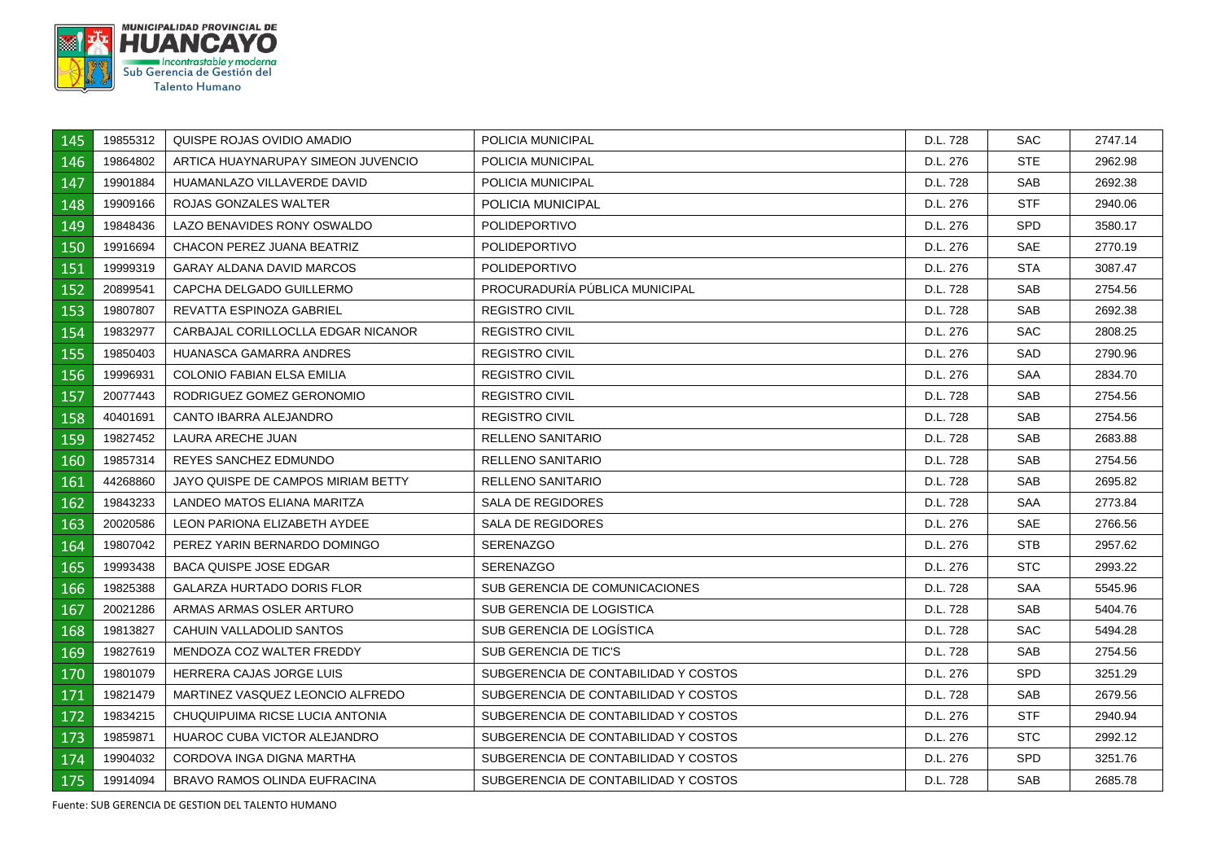| 145 | 19855312 | QUISPE ROJAS OVIDIO AMADIO | POLICIA MUNICIPAL | D.L. 728 | SAC | 2747.14 |
|---|---|---|---|---|---|---|
| 146 | 19864802 | ARTICA HUAYNARUPAY SIMEON JUVENCIO | POLICIA MUNICIPAL | D.L. 276 | STE | 2962.98 |
| 147 | 19901884 | HUAMANLAZO VILLAVERDE DAVID | POLICIA MUNICIPAL | D.L. 728 | SAB | 2692.38 |
| 148 | 19909166 | ROJAS GONZALES WALTER | POLICIA MUNICIPAL | D.L. 276 | STF | 2940.06 |
| 149 | 19848436 | LAZO BENAVIDES RONY OSWALDO | POLIDEPORTIVO | D.L. 276 | SPD | 3580.17 |
| 150 | 19916694 | CHACON PEREZ JUANA BEATRIZ | POLIDEPORTIVO | D.L. 276 | SAE | 2770.19 |
| 151 | 19999319 | GARAY ALDANA DAVID MARCOS | POLIDEPORTIVO | D.L. 276 | STA | 3087.47 |
| 152 | 20899541 | CAPCHA DELGADO GUILLERMO | PROCURADURÍA PÚBLICA MUNICIPAL | D.L. 728 | SAB | 2754.56 |
| 153 | 19807807 | REVATTA ESPINOZA GABRIEL | REGISTRO CIVIL | D.L. 728 | SAB | 2692.38 |
| 154 | 19832977 | CARBAJAL CORILLOCLLA EDGAR NICANOR | REGISTRO CIVIL | D.L. 276 | SAC | 2808.25 |
| 155 | 19850403 | HUANASCA GAMARRA ANDRES | REGISTRO CIVIL | D.L. 276 | SAD | 2790.96 |
| 156 | 19996931 | COLONIO FABIAN ELSA EMILIA | REGISTRO CIVIL | D.L. 276 | SAA | 2834.70 |
| 157 | 20077443 | RODRIGUEZ GOMEZ GERONOMIO | REGISTRO CIVIL | D.L. 728 | SAB | 2754.56 |
| 158 | 40401691 | CANTO IBARRA ALEJANDRO | REGISTRO CIVIL | D.L. 728 | SAB | 2754.56 |
| 159 | 19827452 | LAURA ARECHE JUAN | RELLENO SANITARIO | D.L. 728 | SAB | 2683.88 |
| 160 | 19857314 | REYES SANCHEZ EDMUNDO | RELLENO SANITARIO | D.L. 728 | SAB | 2754.56 |
| 161 | 44268860 | JAYO QUISPE DE CAMPOS MIRIAM BETTY | RELLENO SANITARIO | D.L. 728 | SAB | 2695.82 |
| 162 | 19843233 | LANDEO MATOS ELIANA MARITZA | SALA DE REGIDORES | D.L. 728 | SAA | 2773.84 |
| 163 | 20020586 | LEON PARIONA ELIZABETH AYDEE | SALA DE REGIDORES | D.L. 276 | SAE | 2766.56 |
| 164 | 19807042 | PEREZ YARIN BERNARDO DOMINGO | SERENAZGO | D.L. 276 | STB | 2957.62 |
| 165 | 19993438 | BACA QUISPE JOSE EDGAR | SERENAZGO | D.L. 276 | STC | 2993.22 |
| 166 | 19825388 | GALARZA HURTADO DORIS FLOR | SUB GERENCIA DE COMUNICACIONES | D.L. 728 | SAA | 5545.96 |
| 167 | 20021286 | ARMAS ARMAS OSLER ARTURO | SUB GERENCIA DE LOGISTICA | D.L. 728 | SAB | 5404.76 |
| 168 | 19813827 | CAHUIN VALLADOLID SANTOS | SUB GERENCIA DE LOGÍSTICA | D.L. 728 | SAC | 5494.28 |
| 169 | 19827619 | MENDOZA COZ WALTER FREDDY | SUB GERENCIA DE TIC'S | D.L. 728 | SAB | 2754.56 |
| 170 | 19801079 | HERRERA CAJAS JORGE LUIS | SUBGERENCIA DE CONTABILIDAD Y COSTOS | D.L. 276 | SPD | 3251.29 |
| 171 | 19821479 | MARTINEZ VASQUEZ LEONCIO ALFREDO | SUBGERENCIA DE CONTABILIDAD Y COSTOS | D.L. 728 | SAB | 2679.56 |
| 172 | 19834215 | CHUQUIPUIMA RICSE LUCIA ANTONIA | SUBGERENCIA DE CONTABILIDAD Y COSTOS | D.L. 276 | STF | 2940.94 |
| 173 | 19859871 | HUAROC CUBA VICTOR ALEJANDRO | SUBGERENCIA DE CONTABILIDAD Y COSTOS | D.L. 276 | STC | 2992.12 |
| 174 | 19904032 | CORDOVA INGA DIGNA MARTHA | SUBGERENCIA DE CONTABILIDAD Y COSTOS | D.L. 276 | SPD | 3251.76 |
| 175 | 19914094 | BRAVO RAMOS OLINDA EUFRACINA | SUBGERENCIA DE CONTABILIDAD Y COSTOS | D.L. 728 | SAB | 2685.78 |

Fuente: SUB GERENCIA DE GESTION DEL TALENTO HUMANO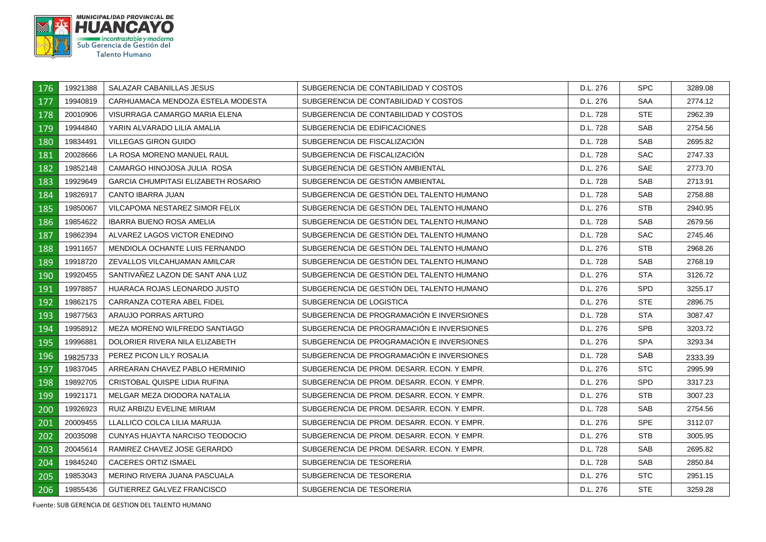| | | | | | | |
|---|---|---|---|---|---|---|
| 176 | 19921388 | SALAZAR CABANILLAS JESUS | SUBGERENCIA DE CONTABILIDAD Y COSTOS | D.L. 276 | SPC | 3289.08 |
| 177 | 19940819 | CARHUAMACA MENDOZA ESTELA MODESTA | SUBGERENCIA DE CONTABILIDAD Y COSTOS | D.L. 276 | SAA | 2774.12 |
| 178 | 20010906 | VISURRAGA CAMARGO MARIA ELENA | SUBGERENCIA DE CONTABILIDAD Y COSTOS | D.L. 728 | STE | 2962.39 |
| 179 | 19944840 | YARIN ALVARADO LILIA AMALIA | SUBGERENCIA DE EDIFICACIONES | D.L. 728 | SAB | 2754.56 |
| 180 | 19834491 | VILLEGAS GIRON GUIDO | SUBGERENCIA DE FISCALIZACIÓN | D.L. 728 | SAB | 2695.82 |
| 181 | 20028666 | LA ROSA MORENO MANUEL RAUL | SUBGERENCIA DE FISCALIZACIÓN | D.L. 728 | SAC | 2747.33 |
| 182 | 19852148 | CAMARGO HINOJOSA JULIA ROSA | SUBGERENCIA DE GESTIÓN AMBIENTAL | D.L. 276 | SAE | 2773.70 |
| 183 | 19929649 | GARCIA CHUMPITASI ELIZABETH ROSARIO | SUBGERENCIA DE GESTIÓN AMBIENTAL | D.L. 728 | SAB | 2713.91 |
| 184 | 19826917 | CANTO IBARRA JUAN | SUBGERENCIA DE GESTIÓN DEL TALENTO HUMANO | D.L. 728 | SAB | 2758.88 |
| 185 | 19850067 | VILCAPOMA NESTAREZ SIMOR FELIX | SUBGERENCIA DE GESTIÓN DEL TALENTO HUMANO | D.L. 276 | STB | 2940.95 |
| 186 | 19854622 | IBARRA BUENO ROSA AMELIA | SUBGERENCIA DE GESTIÓN DEL TALENTO HUMANO | D.L. 728 | SAB | 2679.56 |
| 187 | 19862394 | ALVAREZ LAGOS VICTOR ENEDINO | SUBGERENCIA DE GESTIÓN DEL TALENTO HUMANO | D.L. 728 | SAC | 2745.46 |
| 188 | 19911657 | MENDIOLA OCHANTE LUIS FERNANDO | SUBGERENCIA DE GESTIÓN DEL TALENTO HUMANO | D.L. 276 | STB | 2968.26 |
| 189 | 19918720 | ZEVALLOS VILCAHUAMAN AMILCAR | SUBGERENCIA DE GESTIÓN DEL TALENTO HUMANO | D.L. 728 | SAB | 2768.19 |
| 190 | 19920455 | SANTIVAÑEZ LAZON DE SANT ANA LUZ | SUBGERENCIA DE GESTIÓN DEL TALENTO HUMANO | D.L. 276 | STA | 3126.72 |
| 191 | 19978857 | HUARACA ROJAS LEONARDO JUSTO | SUBGERENCIA DE GESTIÓN DEL TALENTO HUMANO | D.L. 276 | SPD | 3255.17 |
| 192 | 19862175 | CARRANZA COTERA ABEL FIDEL | SUBGERENCIA DE LOGISTICA | D.L. 276 | STE | 2896.75 |
| 193 | 19877563 | ARAUJO PORRAS ARTURO | SUBGERENCIA DE PROGRAMACIÓN E INVERSIONES | D.L. 728 | STA | 3087.47 |
| 194 | 19958912 | MEZA MORENO WILFREDO SANTIAGO | SUBGERENCIA DE PROGRAMACIÓN E INVERSIONES | D.L. 276 | SPB | 3203.72 |
| 195 | 19996881 | DOLORIER RIVERA NILA ELIZABETH | SUBGERENCIA DE PROGRAMACIÓN E INVERSIONES | D.L. 276 | SPA | 3293.34 |
| 196 | 19825733 | PEREZ PICON LILY ROSALIA | SUBGERENCIA DE PROGRAMACIÓN E INVERSIONES | D.L. 728 | SAB | 2333.39 |
| 197 | 19837045 | ARREARAN CHAVEZ PABLO HERMINIO | SUBGERENCIA DE PROM. DESARR. ECON. Y EMPR. | D.L. 276 | STC | 2995.99 |
| 198 | 19892705 | CRISTOBAL QUISPE LIDIA RUFINA | SUBGERENCIA DE PROM. DESARR. ECON. Y EMPR. | D.L. 276 | SPD | 3317.23 |
| 199 | 19921171 | MELGAR MEZA DIODORA NATALIA | SUBGERENCIA DE PROM. DESARR. ECON. Y EMPR. | D.L. 276 | STB | 3007.23 |
| 200 | 19926923 | RUIZ ARBIZU EVELINE MIRIAM | SUBGERENCIA DE PROM. DESARR. ECON. Y EMPR. | D.L. 728 | SAB | 2754.56 |
| 201 | 20009455 | LLALLICO COLCA LILIA MARUJA | SUBGERENCIA DE PROM. DESARR. ECON. Y EMPR. | D.L. 276 | SPE | 3112.07 |
| 202 | 20035098 | CUNYAS HUAYTA NARCISO TEODOCIO | SUBGERENCIA DE PROM. DESARR. ECON. Y EMPR. | D.L. 276 | STB | 3005.95 |
| 203 | 20045614 | RAMIREZ CHAVEZ JOSE GERARDO | SUBGERENCIA DE PROM. DESARR. ECON. Y EMPR. | D.L. 728 | SAB | 2695.82 |
| 204 | 19845240 | CACERES ORTIZ ISMAEL | SUBGERENCIA DE TESORERIA | D.L. 728 | SAB | 2850.84 |
| 205 | 19853043 | MERINO RIVERA JUANA PASCUALA | SUBGERENCIA DE TESORERIA | D.L. 276 | STC | 2951.15 |
| 206 | 19855436 | GUTIERREZ GALVEZ FRANCISCO | SUBGERENCIA DE TESORERIA | D.L. 276 | STE | 3259.28 |

Fuente: SUB GERENCIA DE GESTION DEL TALENTO HUMANO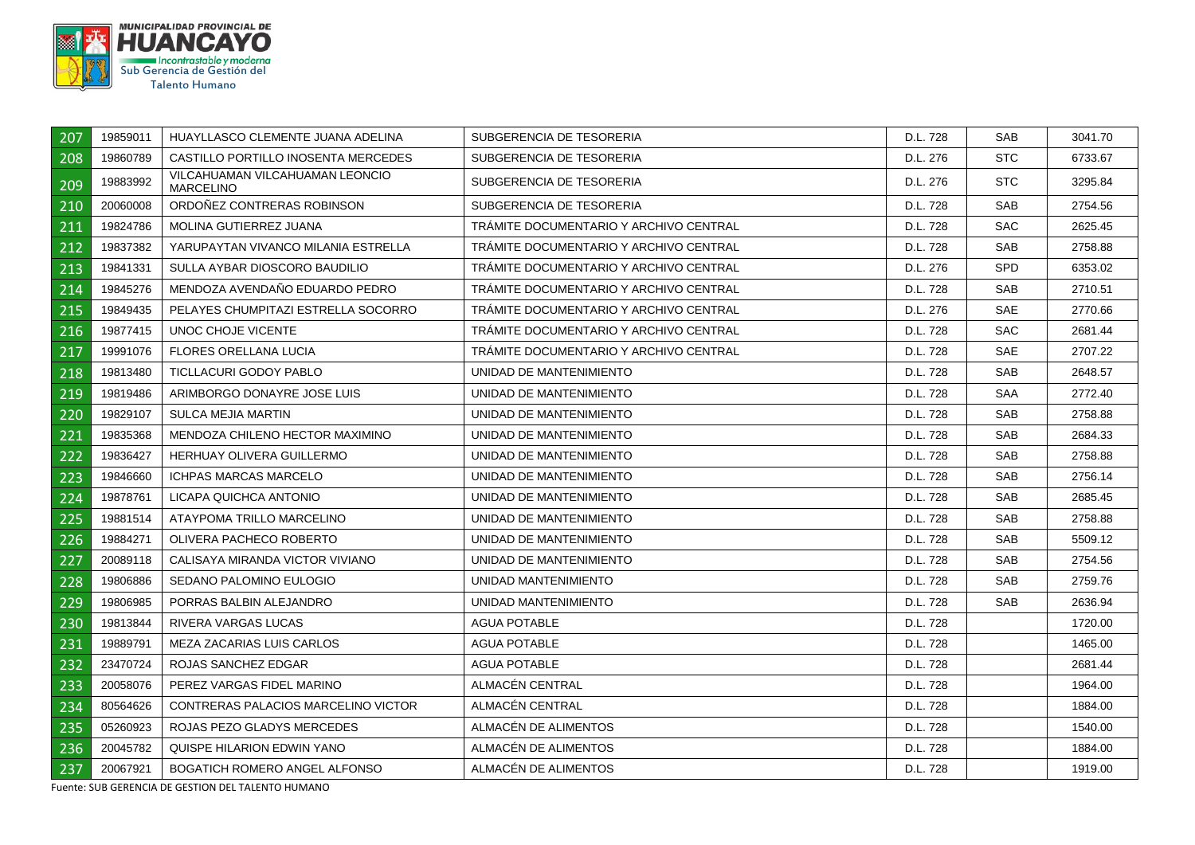| 207 | 19859011 | HUAYLLASCO CLEMENTE JUANA ADELINA | SUBGERENCIA DE TESORERIA | D.L. 728 | SAB | 3041.70 |
|---|---|---|---|---|---|---|
| 208 | 19860789 | CASTILLO PORTILLO INOSENTA MERCEDES | SUBGERENCIA DE TESORERIA | D.L. 276 | STC | 6733.67 |
| 209 | 19883992 | VILCAHUAMAN VILCAHUAMAN LEONCIO MARCELINO | SUBGERENCIA DE TESORERIA | D.L. 276 | STC | 3295.84 |
| 210 | 20060008 | ORDOÑEZ CONTRERAS ROBINSON | SUBGERENCIA DE TESORERIA | D.L. 728 | SAB | 2754.56 |
| 211 | 19824786 | MOLINA GUTIERREZ JUANA | TRÁMITE DOCUMENTARIO Y ARCHIVO CENTRAL | D.L. 728 | SAC | 2625.45 |
| 212 | 19837382 | YARUPAYTAN VIVANCO MILANIA ESTRELLA | TRÁMITE DOCUMENTARIO Y ARCHIVO CENTRAL | D.L. 728 | SAB | 2758.88 |
| 213 | 19841331 | SULLA AYBAR DIOSCORO BAUDILIO | TRÁMITE DOCUMENTARIO Y ARCHIVO CENTRAL | D.L. 276 | SPD | 6353.02 |
| 214 | 19845276 | MENDOZA AVENDAÑO EDUARDO PEDRO | TRÁMITE DOCUMENTARIO Y ARCHIVO CENTRAL | D.L. 728 | SAB | 2710.51 |
| 215 | 19849435 | PELAYES CHUMPITAZI ESTRELLA SOCORRO | TRÁMITE DOCUMENTARIO Y ARCHIVO CENTRAL | D.L. 276 | SAE | 2770.66 |
| 216 | 19877415 | UNOC CHOJE VICENTE | TRÁMITE DOCUMENTARIO Y ARCHIVO CENTRAL | D.L. 728 | SAC | 2681.44 |
| 217 | 19991076 | FLORES ORELLANA LUCIA | TRÁMITE DOCUMENTARIO Y ARCHIVO CENTRAL | D.L. 728 | SAE | 2707.22 |
| 218 | 19813480 | TICLLACURI GODOY PABLO | UNIDAD DE MANTENIMIENTO | D.L. 728 | SAB | 2648.57 |
| 219 | 19819486 | ARIMBORGO DONAYRE JOSE LUIS | UNIDAD DE MANTENIMIENTO | D.L. 728 | SAA | 2772.40 |
| 220 | 19829107 | SULCA MEJIA MARTIN | UNIDAD DE MANTENIMIENTO | D.L. 728 | SAB | 2758.88 |
| 221 | 19835368 | MENDOZA CHILENO HECTOR MAXIMINO | UNIDAD DE MANTENIMIENTO | D.L. 728 | SAB | 2684.33 |
| 222 | 19836427 | HERHUAY OLIVERA GUILLERMO | UNIDAD DE MANTENIMIENTO | D.L. 728 | SAB | 2758.88 |
| 223 | 19846660 | ICHPAS MARCAS MARCELO | UNIDAD DE MANTENIMIENTO | D.L. 728 | SAB | 2756.14 |
| 224 | 19878761 | LICAPA QUICHCA ANTONIO | UNIDAD DE MANTENIMIENTO | D.L. 728 | SAB | 2685.45 |
| 225 | 19881514 | ATAYPOMA TRILLO MARCELINO | UNIDAD DE MANTENIMIENTO | D.L. 728 | SAB | 2758.88 |
| 226 | 19884271 | OLIVERA PACHECO ROBERTO | UNIDAD DE MANTENIMIENTO | D.L. 728 | SAB | 5509.12 |
| 227 | 20089118 | CALISAYA MIRANDA VICTOR VIVIANO | UNIDAD DE MANTENIMIENTO | D.L. 728 | SAB | 2754.56 |
| 228 | 19806886 | SEDANO PALOMINO EULOGIO | UNIDAD MANTENIMIENTO | D.L. 728 | SAB | 2759.76 |
| 229 | 19806985 | PORRAS BALBIN ALEJANDRO | UNIDAD MANTENIMIENTO | D.L. 728 | SAB | 2636.94 |
| 230 | 19813844 | RIVERA VARGAS LUCAS | AGUA POTABLE | D.L. 728 | | 1720.00 |
| 231 | 19889791 | MEZA ZACARIAS LUIS CARLOS | AGUA POTABLE | D.L. 728 | | 1465.00 |
| 232 | 23470724 | ROJAS SANCHEZ EDGAR | AGUA POTABLE | D.L. 728 | | 2681.44 |
| 233 | 20058076 | PEREZ VARGAS FIDEL MARINO | ALMACÉN CENTRAL | D.L. 728 | | 1964.00 |
| 234 | 80564626 | CONTRERAS PALACIOS MARCELINO VICTOR | ALMACÉN CENTRAL | D.L. 728 | | 1884.00 |
| 235 | 05260923 | ROJAS PEZO GLADYS MERCEDES | ALMACÉN DE ALIMENTOS | D.L. 728 | | 1540.00 |
| 236 | 20045782 | QUISPE HILARION EDWIN YANO | ALMACÉN DE ALIMENTOS | D.L. 728 | | 1884.00 |
| 237 | 20067921 | BOGATICH ROMERO ANGEL ALFONSO | ALMACÉN DE ALIMENTOS | D.L. 728 | | 1919.00 |

Fuente: SUB GERENCIA DE GESTION DEL TALENTO HUMANO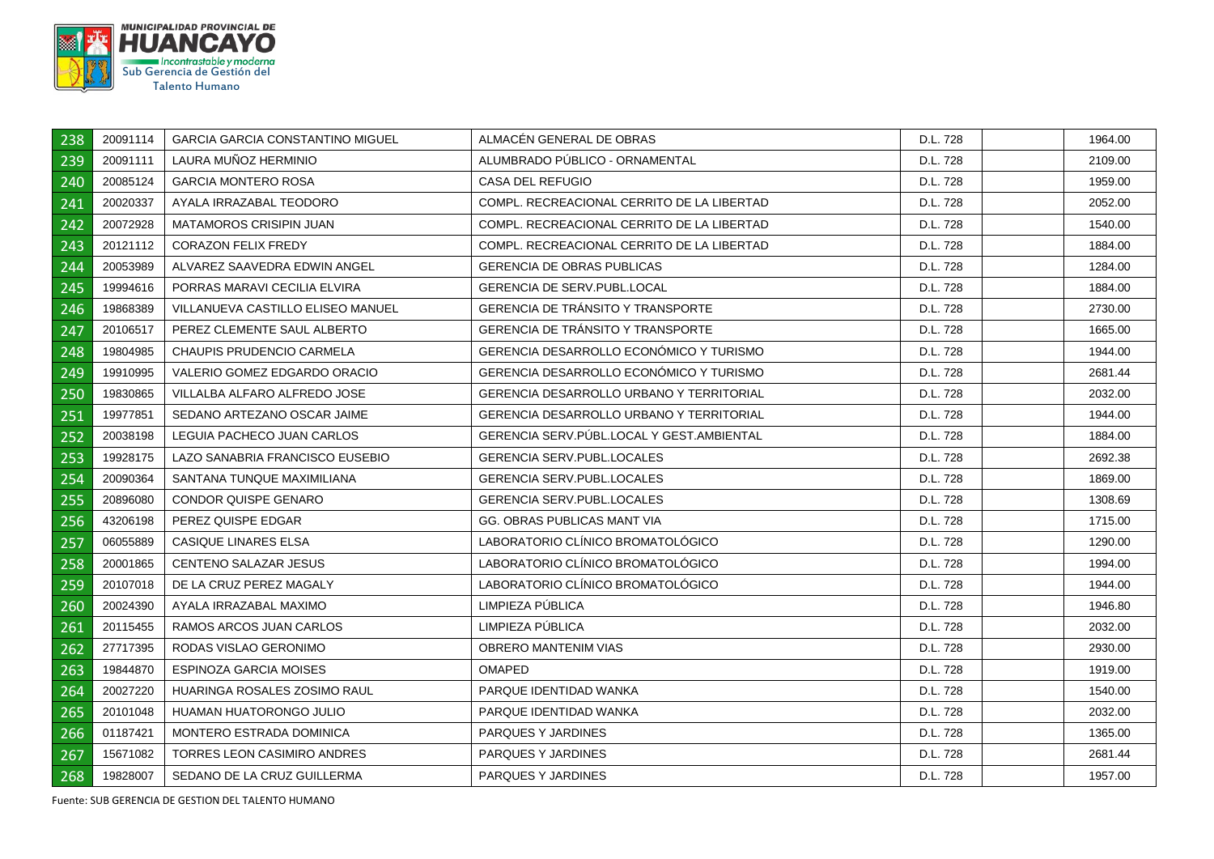| | | | | | | |
|---|---|---|---|---|---|---|
| 238 | 20091114 | GARCIA GARCIA CONSTANTINO MIGUEL | ALMACÉN GENERAL DE OBRAS | D.L. 728 | | 1964.00 |
| 239 | 20091111 | LAURA MUÑOZ HERMINIO | ALUMBRADO PÚBLICO - ORNAMENTAL | D.L. 728 | | 2109.00 |
| 240 | 20085124 | GARCIA MONTERO ROSA | CASA DEL REFUGIO | D.L. 728 | | 1959.00 |
| 241 | 20020337 | AYALA IRRAZABAL TEODORO | COMPL. RECREACIONAL CERRITO DE LA LIBERTAD | D.L. 728 | | 2052.00 |
| 242 | 20072928 | MATAMOROS CRISIPIN JUAN | COMPL. RECREACIONAL CERRITO DE LA LIBERTAD | D.L. 728 | | 1540.00 |
| 243 | 20121112 | CORAZON FELIX FREDY | COMPL. RECREACIONAL CERRITO DE LA LIBERTAD | D.L. 728 | | 1884.00 |
| 244 | 20053989 | ALVAREZ SAAVEDRA EDWIN ANGEL | GERENCIA DE OBRAS PUBLICAS | D.L. 728 | | 1284.00 |
| 245 | 19994616 | PORRAS MARAVI CECILIA ELVIRA | GERENCIA DE SERV.PUBL.LOCAL | D.L. 728 | | 1884.00 |
| 246 | 19868389 | VILLANUEVA CASTILLO ELISEO MANUEL | GERENCIA DE TRÁNSITO Y TRANSPORTE | D.L. 728 | | 2730.00 |
| 247 | 20106517 | PEREZ CLEMENTE SAUL ALBERTO | GERENCIA DE TRÁNSITO Y TRANSPORTE | D.L. 728 | | 1665.00 |
| 248 | 19804985 | CHAUPIS PRUDENCIO CARMELA | GERENCIA DESARROLLO ECONÓMICO Y TURISMO | D.L. 728 | | 1944.00 |
| 249 | 19910995 | VALERIO GOMEZ EDGARDO ORACIO | GERENCIA DESARROLLO ECONÓMICO Y TURISMO | D.L. 728 | | 2681.44 |
| 250 | 19830865 | VILLALBA ALFARO ALFREDO JOSE | GERENCIA DESARROLLO URBANO Y TERRITORIAL | D.L. 728 | | 2032.00 |
| 251 | 19977851 | SEDANO ARTEZANO OSCAR JAIME | GERENCIA DESARROLLO URBANO Y TERRITORIAL | D.L. 728 | | 1944.00 |
| 252 | 20038198 | LEGUIA PACHECO JUAN CARLOS | GERENCIA SERV.PÚBL.LOCAL Y GEST.AMBIENTAL | D.L. 728 | | 1884.00 |
| 253 | 19928175 | LAZO SANABRIA FRANCISCO EUSEBIO | GERENCIA SERV.PUBL.LOCALES | D.L. 728 | | 2692.38 |
| 254 | 20090364 | SANTANA TUNQUE MAXIMILIANA | GERENCIA SERV.PUBL.LOCALES | D.L. 728 | | 1869.00 |
| 255 | 20896080 | CONDOR QUISPE GENARO | GERENCIA SERV.PUBL.LOCALES | D.L. 728 | | 1308.69 |
| 256 | 43206198 | PEREZ QUISPE EDGAR | GG. OBRAS PUBLICAS MANT VIA | D.L. 728 | | 1715.00 |
| 257 | 06055889 | CASIQUE LINARES ELSA | LABORATORIO CLÍNICO BROMATOLÓGICO | D.L. 728 | | 1290.00 |
| 258 | 20001865 | CENTENO SALAZAR JESUS | LABORATORIO CLÍNICO BROMATOLÓGICO | D.L. 728 | | 1994.00 |
| 259 | 20107018 | DE LA CRUZ PEREZ MAGALY | LABORATORIO CLÍNICO BROMATOLÓGICO | D.L. 728 | | 1944.00 |
| 260 | 20024390 | AYALA IRRAZABAL MAXIMO | LIMPIEZA PÚBLICA | D.L. 728 | | 1946.80 |
| 261 | 20115455 | RAMOS ARCOS JUAN CARLOS | LIMPIEZA PÚBLICA | D.L. 728 | | 2032.00 |
| 262 | 27717395 | RODAS VISLAO GERONIMO | OBRERO MANTENIM VIAS | D.L. 728 | | 2930.00 |
| 263 | 19844870 | ESPINOZA GARCIA MOISES | OMAPED | D.L. 728 | | 1919.00 |
| 264 | 20027220 | HUARINGA ROSALES ZOSIMO RAUL | PARQUE IDENTIDAD WANKA | D.L. 728 | | 1540.00 |
| 265 | 20101048 | HUAMAN HUATORONGO JULIO | PARQUE IDENTIDAD WANKA | D.L. 728 | | 2032.00 |
| 266 | 01187421 | MONTERO ESTRADA DOMINICA | PARQUES Y JARDINES | D.L. 728 | | 1365.00 |
| 267 | 15671082 | TORRES LEON CASIMIRO ANDRES | PARQUES Y JARDINES | D.L. 728 | | 2681.44 |
| 268 | 19828007 | SEDANO DE LA CRUZ GUILLERMA | PARQUES Y JARDINES | D.L. 728 | | 1957.00 |

Fuente: SUB GERENCIA DE GESTION DEL TALENTO HUMANO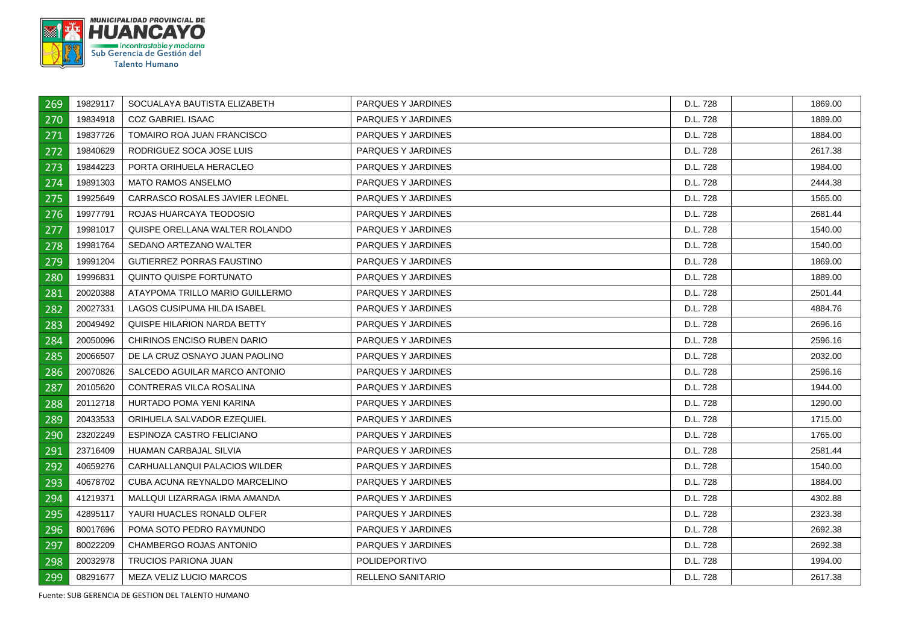| 269 | 19829117 | SOCUALAYA BAUTISTA ELIZABETH | PARQUES Y JARDINES | D.L. 728 | | 1869.00 |
|---|---|---|---|---|---|---|
| 270 | 19834918 | COZ GABRIEL ISAAC | PARQUES Y JARDINES | D.L. 728 | | 1889.00 |
| 271 | 19837726 | TOMAIRO ROA JUAN FRANCISCO | PARQUES Y JARDINES | D.L. 728 | | 1884.00 |
| 272 | 19840629 | RODRIGUEZ SOCA JOSE LUIS | PARQUES Y JARDINES | D.L. 728 | | 2617.38 |
| 273 | 19844223 | PORTA ORIHUELA HERACLEO | PARQUES Y JARDINES | D.L. 728 | | 1984.00 |
| 274 | 19891303 | MATO RAMOS ANSELMO | PARQUES Y JARDINES | D.L. 728 | | 2444.38 |
| 275 | 19925649 | CARRASCO ROSALES JAVIER LEONEL | PARQUES Y JARDINES | D.L. 728 | | 1565.00 |
| 276 | 19977791 | ROJAS HUARCAYA TEODOSIO | PARQUES Y JARDINES | D.L. 728 | | 2681.44 |
| 277 | 19981017 | QUISPE ORELLANA WALTER ROLANDO | PARQUES Y JARDINES | D.L. 728 | | 1540.00 |
| 278 | 19981764 | SEDANO ARTEZANO WALTER | PARQUES Y JARDINES | D.L. 728 | | 1540.00 |
| 279 | 19991204 | GUTIERREZ PORRAS FAUSTINO | PARQUES Y JARDINES | D.L. 728 | | 1869.00 |
| 280 | 19996831 | QUINTO QUISPE FORTUNATO | PARQUES Y JARDINES | D.L. 728 | | 1889.00 |
| 281 | 20020388 | ATAYPOMA TRILLO MARIO GUILLERMO | PARQUES Y JARDINES | D.L. 728 | | 2501.44 |
| 282 | 20027331 | LAGOS CUSIPUMA HILDA ISABEL | PARQUES Y JARDINES | D.L. 728 | | 4884.76 |
| 283 | 20049492 | QUISPE HILARION NARDA BETTY | PARQUES Y JARDINES | D.L. 728 | | 2696.16 |
| 284 | 20050096 | CHIRINOS ENCISO RUBEN DARIO | PARQUES Y JARDINES | D.L. 728 | | 2596.16 |
| 285 | 20066507 | DE LA CRUZ OSNAYO JUAN PAOLINO | PARQUES Y JARDINES | D.L. 728 | | 2032.00 |
| 286 | 20070826 | SALCEDO AGUILAR MARCO ANTONIO | PARQUES Y JARDINES | D.L. 728 | | 2596.16 |
| 287 | 20105620 | CONTRERAS VILCA ROSALINA | PARQUES Y JARDINES | D.L. 728 | | 1944.00 |
| 288 | 20112718 | HURTADO POMA YENI KARINA | PARQUES Y JARDINES | D.L. 728 | | 1290.00 |
| 289 | 20433533 | ORIHUELA SALVADOR EZEQUIEL | PARQUES Y JARDINES | D.L. 728 | | 1715.00 |
| 290 | 23202249 | ESPINOZA CASTRO FELICIANO | PARQUES Y JARDINES | D.L. 728 | | 1765.00 |
| 291 | 23716409 | HUAMAN CARBAJAL SILVIA | PARQUES Y JARDINES | D.L. 728 | | 2581.44 |
| 292 | 40659276 | CARHUALLANQUI PALACIOS WILDER | PARQUES Y JARDINES | D.L. 728 | | 1540.00 |
| 293 | 40678702 | CUBA ACUNA REYNALDO MARCELINO | PARQUES Y JARDINES | D.L. 728 | | 1884.00 |
| 294 | 41219371 | MALLQUI LIZARRAGA IRMA AMANDA | PARQUES Y JARDINES | D.L. 728 | | 4302.88 |
| 295 | 42895117 | YAURI HUACLES RONALD OLFER | PARQUES Y JARDINES | D.L. 728 | | 2323.38 |
| 296 | 80017696 | POMA SOTO PEDRO RAYMUNDO | PARQUES Y JARDINES | D.L. 728 | | 2692.38 |
| 297 | 80022209 | CHAMBERGO ROJAS ANTONIO | PARQUES Y JARDINES | D.L. 728 | | 2692.38 |
| 298 | 20032978 | TRUCIOS PARIONA JUAN | POLIDEPORTIVO | D.L. 728 | | 1994.00 |
| 299 | 08291677 | MEZA VELIZ LUCIO MARCOS | RELLENO SANITARIO | D.L. 728 | | 2617.38 |

Fuente: SUB GERENCIA DE GESTION DEL TALENTO HUMANO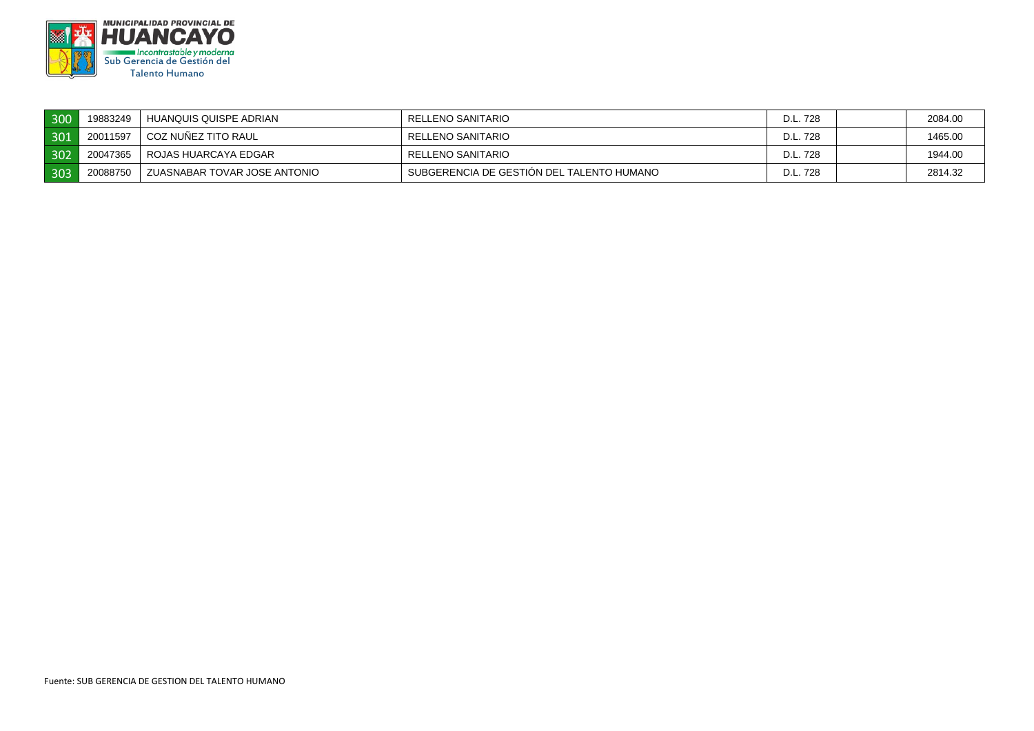MUNICIPALIDAD PROVINCIAL DE HUANCAYO

Incontrastable y moderna

Sub Gerencia de Gestión del Talento Humano

| | | | | | | |
|---|---|---|---|---|---|---|
| 300 | 19883249 | HUANQUIS QUISPE ADRIAN | RELLENO SANITARIO | D.L. 728 | | 2084.00 |
| 301 | 20011597 | COZ NUÑEZ TITO RAUL | RELLENO SANITARIO | D.L. 728 | | 1465.00 |
| 302 | 20047365 | ROJAS HUARCAYA EDGAR | RELLENO SANITARIO | D.L. 728 | | 1944.00 |
| 303 | 20088750 | ZUASNABAR TOVAR JOSE ANTONIO | SUBGERENCIA DE GESTIÓN DEL TALENTO HUMANO | D.L. 728 | | 2814.32 |

Fuente: SUB GERENCIA DE GESTION DEL TALENTO HUMANO